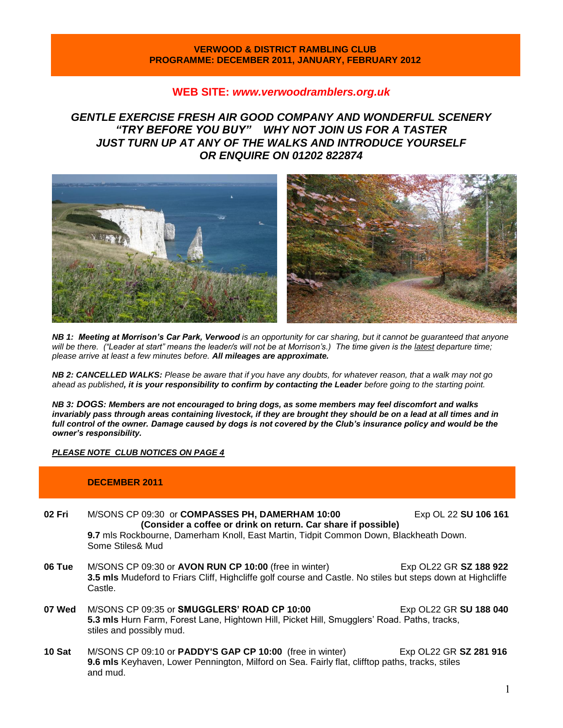**VERWOOD & DISTRICT RAMBLING CLUB**
**PROGRAMME: DECEMBER 2011, JANUARY, FEBRUARY 2012**

## WEB SITE: *www.verwoodramblers.org.uk*

***GENTLE EXERCISE FRESH AIR GOOD COMPANY AND WONDERFUL SCENERY***
***"TRY BEFORE YOU BUY" WHY NOT JOIN US FOR A TASTER***
***JUST TURN UP AT ANY OF THE WALKS AND INTRODUCE YOURSELF***
***OR ENQUIRE ON 01202 822874***

***NB 1: Meeting at Morrison's Car Park, Verwood*** *is an opportunity for car sharing, but it cannot be guaranteed that anyone will be there. ("Leader at start" means the leader/s will not be at Morrison's.) The time given is the latest departure time; please arrive at least a few minutes before.* ***All mileages are approximate.***

***NB 2: CANCELLED WALKS:*** *Please be aware that if you have any doubts, for whatever reason, that a walk may not go ahead as published**, it is your responsibility to confirm by contacting the Leader** before going to the starting point.*

***NB 3: DOGS: Members are not encouraged to bring dogs, as some members may feel discomfort and walks invariably pass through areas containing livestock, if they are brought they should be on a lead at all times and in full control of the owner. Damage caused by dogs is not covered by the Club's insurance policy and would be the owner's responsibility.***

***PLEASE NOTE CLUB NOTICES ON PAGE 4***

## DECEMBER 2011

**02 Fri** M/SONS CP 09:30 or **COMPASSES PH, DAMERHAM 10:00** Exp OL 22 **SU 106 161**
**(Consider a coffee or drink on return. Car share if possible)**
**9.7** mls Rockbourne, Damerham Knoll, East Martin, Tidpit Common Down, Blackheath Down. Some Stiles& Mud

**06 Tue** M/SONS CP 09:30 or **AVON RUN CP 10:00** (free in winter) Exp OL22 GR **SZ 188 922**
**3.5 mls** Mudeford to Friars Cliff, Highcliffe golf course and Castle. No stiles but steps down at Highcliffe Castle.

**07 Wed** M/SONS CP 09:35 or **SMUGGLERS' ROAD CP 10:00** Exp OL22 GR **SU 188 040**
**5.3 mls** Hurn Farm, Forest Lane, Hightown Hill, Picket Hill, Smugglers' Road. Paths, tracks, stiles and possibly mud.

**10 Sat** M/SONS CP 09:10 or **PADDY'S GAP CP 10:00** (free in winter) Exp OL22 GR **SZ 281 916**
**9.6 mls** Keyhaven, Lower Pennington, Milford on Sea. Fairly flat, clifftop paths, tracks, stiles and mud.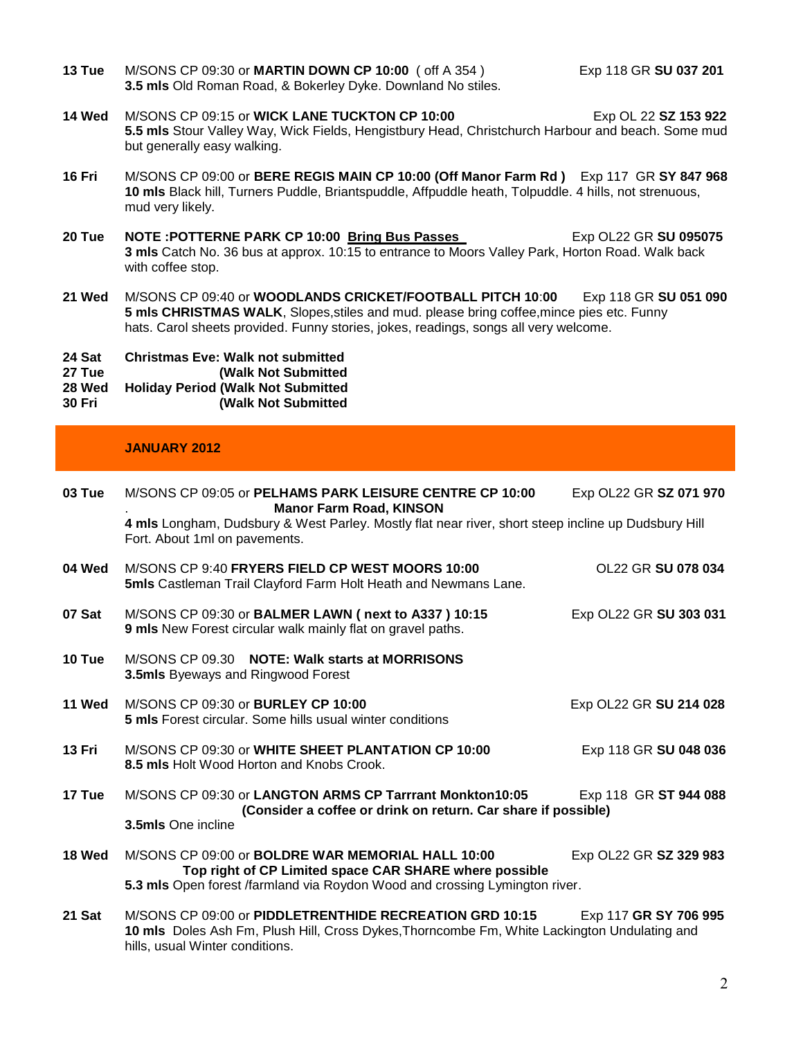**13 Tue** M/SONS CP 09:30 or **MARTIN DOWN CP 10:00** ( off A 354 ) Exp 118 GR **SU 037 201**
**3.5 mls** Old Roman Road, & Bokerley Dyke. Downland No stiles.

**14 Wed** M/SONS CP 09:15 or **WICK LANE TUCKTON CP 10:00** Exp OL 22 **SZ 153 922**
**5.5 mls** Stour Valley Way, Wick Fields, Hengistbury Head, Christchurch Harbour and beach. Some mud but generally easy walking.

**16 Fri** M/SONS CP 09:00 or **BERE REGIS MAIN CP 10:00 (Off Manor Farm Rd )** Exp 117 GR **SY 847 968**
**10 mls** Black hill, Turners Puddle, Briantspuddle, Affpuddle heath, Tolpuddle. 4 hills, not strenuous, mud very likely.

**20 Tue** **NOTE :POTTERNE PARK CP 10:00 Bring Bus Passes** Exp OL22 GR **SU 095075**
**3 mls** Catch No. 36 bus at approx. 10:15 to entrance to Moors Valley Park, Horton Road. Walk back with coffee stop.

**21 Wed** M/SONS CP 09:40 or **WOODLANDS CRICKET/FOOTBALL PITCH 10**:**00** Exp 118 GR **SU 051 090**
**5 mls CHRISTMAS WALK**, Slopes,stiles and mud. please bring coffee,mince pies etc. Funny hats. Carol sheets provided. Funny stories, jokes, readings, songs all very welcome.

**24 Sat** **Christmas Eve: Walk not submitted**
**27 Tue** **(Walk Not Submitted**
**28 Wed** **Holiday Period (Walk Not Submitted**
**30 Fri** **(Walk Not Submitted**

## JANUARY 2012

**03 Tue** M/SONS CP 09:05 or **PELHAMS PARK LEISURE CENTRE CP 10:00** Exp OL22 GR **SZ 071 970**
. **Manor Farm Road, KINSON**
**4 mls** Longham, Dudsbury & West Parley. Mostly flat near river, short steep incline up Dudsbury Hill Fort. About 1ml on pavements.

**04 Wed** M/SONS CP 9:40 **FRYERS FIELD CP WEST MOORS 10:00** OL22 GR **SU 078 034**
**5mls** Castleman Trail Clayford Farm Holt Heath and Newmans Lane.

**07 Sat** M/SONS CP 09:30 or **BALMER LAWN ( next to A337 ) 10:15** Exp OL22 GR **SU 303 031**
**9 mls** New Forest circular walk mainly flat on gravel paths.

**10 Tue** M/SONS CP 09.30 **NOTE: Walk starts at MORRISONS**
**3.5mls** Byeways and Ringwood Forest

**11 Wed** M/SONS CP 09:30 or **BURLEY CP 10:00** Exp OL22 GR **SU 214 028**
**5 mls** Forest circular. Some hills usual winter conditions

**13 Fri** M/SONS CP 09:30 or **WHITE SHEET PLANTATION CP 10:00** Exp 118 GR **SU 048 036**
**8.5 mls** Holt Wood Horton and Knobs Crook.

**17 Tue** M/SONS CP 09:30 or **LANGTON ARMS CP Tarrrant Monkton10:05** Exp 118 GR **ST 944 088**
**(Consider a coffee or drink on return. Car share if possible)**
**3.5mls** One incline

**18 Wed** M/SONS CP 09:00 or **BOLDRE WAR MEMORIAL HALL 10:00** Exp OL22 GR **SZ 329 983**
**Top right of CP Limited space CAR SHARE where possible**
**5.3 mls** Open forest /farmland via Roydon Wood and crossing Lymington river.

**21 Sat** M/SONS CP 09:00 or **PIDDLETRENTHIDE RECREATION GRD 10:15** Exp 117 **GR SY 706 995**
**10 mls** Doles Ash Fm, Plush Hill, Cross Dykes,Thorncombe Fm, White Lackington Undulating and hills, usual Winter conditions.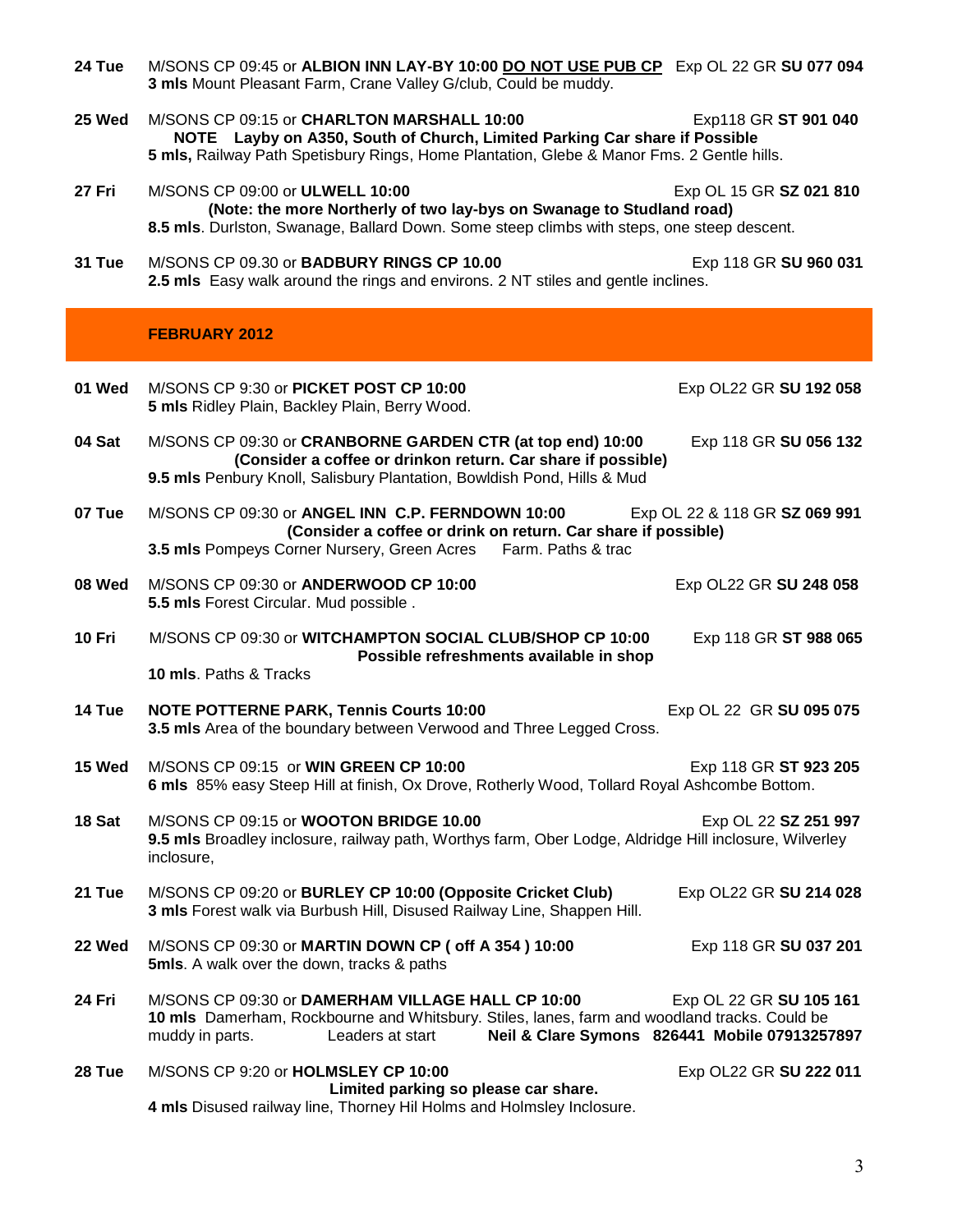**24 Tue** M/SONS CP 09:45 or **ALBION INN LAY-BY 10:00** **DO NOT USE PUB CP** Exp OL 22 GR **SU 077 094**
**3 mls** Mount Pleasant Farm, Crane Valley G/club, Could be muddy.

**25 Wed** M/SONS CP 09:15 or **CHARLTON MARSHALL 10:00** Exp118 GR **ST 901 040**
**NOTE Layby on A350, South of Church, Limited Parking Car share if Possible**
**5 mls,** Railway Path Spetisbury Rings, Home Plantation, Glebe & Manor Fms. 2 Gentle hills.

**27 Fri** M/SONS CP 09:00 or **ULWELL 10:00** Exp OL 15 GR **SZ 021 810**
**(Note: the more Northerly of two lay-bys on Swanage to Studland road)**
**8.5 mls**. Durlston, Swanage, Ballard Down. Some steep climbs with steps, one steep descent.

**31 Tue** M/SONS CP 09.30 or **BADBURY RINGS CP 10.00** Exp 118 GR **SU 960 031**
**2.5 mls** Easy walk around the rings and environs. 2 NT stiles and gentle inclines.

## FEBRUARY 2012

**01 Wed** M/SONS CP 9:30 or **PICKET POST CP 10:00** Exp OL22 GR **SU 192 058**
**5 mls** Ridley Plain, Backley Plain, Berry Wood.

**04 Sat** M/SONS CP 09:30 or **CRANBORNE GARDEN CTR (at top end) 10:00** Exp 118 GR **SU 056 132**
**(Consider a coffee or drinkon return. Car share if possible)**
**9.5 mls** Penbury Knoll, Salisbury Plantation, Bowldish Pond, Hills & Mud

**07 Tue** M/SONS CP 09:30 or **ANGEL INN C.P. FERNDOWN 10:00** Exp OL 22 & 118 GR **SZ 069 991**
**(Consider a coffee or drink on return. Car share if possible)**
**3.5 mls** Pompeys Corner Nursery, Green Acres Farm. Paths & trac

**08 Wed** M/SONS CP 09:30 or **ANDERWOOD CP 10:00** Exp OL22 GR **SU 248 058**
**5.5 mls** Forest Circular. Mud possible .

**10 Fri** M/SONS CP 09:30 or **WITCHAMPTON SOCIAL CLUB/SHOP CP 10:00** Exp 118 GR **ST 988 065**
**Possible refreshments available in shop**
**10 mls**. Paths & Tracks

**14 Tue** **NOTE POTTERNE PARK, Tennis Courts 10:00** Exp OL 22 GR **SU 095 075**
**3.5 mls** Area of the boundary between Verwood and Three Legged Cross.

**15 Wed** M/SONS CP 09:15 or **WIN GREEN CP 10:00** Exp 118 GR **ST 923 205**
**6 mls** 85% easy Steep Hill at finish, Ox Drove, Rotherly Wood, Tollard Royal Ashcombe Bottom.

**18 Sat** M/SONS CP 09:15 or **WOOTON BRIDGE 10.00** Exp OL 22 **SZ 251 997**
**9.5 mls** Broadley inclosure, railway path, Worthys farm, Ober Lodge, Aldridge Hill inclosure, Wilverley inclosure,

**21 Tue** M/SONS CP 09:20 or **BURLEY CP 10:00 (Opposite Cricket Club)** Exp OL22 GR **SU 214 028**
**3 mls** Forest walk via Burbush Hill, Disused Railway Line, Shappen Hill.

**22 Wed** M/SONS CP 09:30 or **MARTIN DOWN CP ( off A 354 ) 10:00** Exp 118 GR **SU 037 201**
**5mls**. A walk over the down, tracks & paths

**24 Fri** M/SONS CP 09:30 or **DAMERHAM VILLAGE HALL CP 10:00** Exp OL 22 GR **SU 105 161**
**10 mls** Damerham, Rockbourne and Whitsbury. Stiles, lanes, farm and woodland tracks. Could be muddy in parts. Leaders at start **Neil & Clare Symons 826441 Mobile 07913257897**

**28 Tue** M/SONS CP 9:20 or **HOLMSLEY CP 10:00** Exp OL22 GR **SU 222 011**
**Limited parking so please car share.**
**4 mls** Disused railway line, Thorney Hil Holms and Holmsley Inclosure.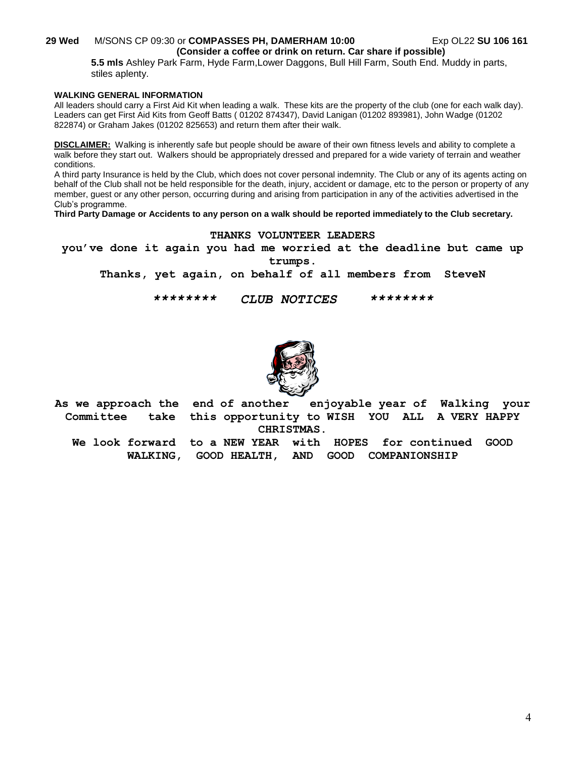**29 Wed** M/SONS CP 09:30 or **COMPASSES PH, DAMERHAM 10:00** Exp OL22 **SU 106 161**
**(Consider a coffee or drink on return. Car share if possible)**
**5.5 mls** Ashley Park Farm, Hyde Farm,Lower Daggons, Bull Hill Farm, South End. Muddy in parts, stiles aplenty.

**WALKING GENERAL INFORMATION**

All leaders should carry a First Aid Kit when leading a walk. These kits are the property of the club (one for each walk day). Leaders can get First Aid Kits from Geoff Batts ( 01202 874347), David Lanigan (01202 893981), John Wadge (01202 822874) or Graham Jakes (01202 825653) and return them after their walk.

**DISCLAIMER:** Walking is inherently safe but people should be aware of their own fitness levels and ability to complete a walk before they start out. Walkers should be appropriately dressed and prepared for a wide variety of terrain and weather conditions.

A third party Insurance is held by the Club, which does not cover personal indemnity. The Club or any of its agents acting on behalf of the Club shall not be held responsible for the death, injury, accident or damage, etc to the person or property of any member, guest or any other person, occurring during and arising from participation in any of the activities advertised in the Club's programme.

**Third Party Damage or Accidents to any person on a walk should be reported immediately to the Club secretary.**

**THANKS VOLUNTEER LEADERS**

**you've done it again you had me worried at the deadline but came up trumps.**

**Thanks, yet again, on behalf of all members from SteveN**

***\*\*\*\*\*\*\*\* CLUB NOTICES \*\*\*\*\*\*\*\****

**As we approach the end of another enjoyable year of Walking your Committee take this opportunity to WISH YOU ALL A VERY HAPPY CHRISTMAS.**

**We look forward to a NEW YEAR with HOPES for continued GOOD WALKING, GOOD HEALTH, AND GOOD COMPANIONSHIP**